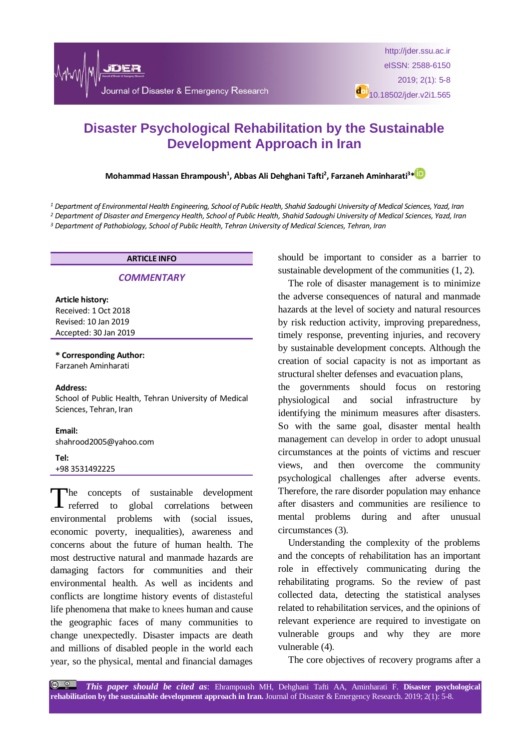# Disaster Psychological Rehabilitation by the Sustainable Development Approach in Iran

**Mohammad Hassan Ehrampoush[1], Abbas Ali Dehghani Tafti[2], Farzaneh Aminharati[3]***

*[1] Department of Environmental Health Engineering, School of Public Health, Shahid Sadoughi University of Medical Sciences, Yazd, Iran*
*[2] Department of Disaster and Emergency Health, School of Public Health, Shahid Sadoughi University of Medical Sciences, Yazd, Iran*
*[3] Department of Pathobiology, School of Public Health, Tehran University of Medical Sciences, Tehran, Iran*

**ARTICLE INFO**

***COMMENTARY***

**Article history:**
Received: 1 Oct 2018
Revised: 10 Jan 2019
Accepted: 30 Jan 2019

**\* Corresponding Author:**
Farzaneh Aminharati

**Address:**
School of Public Health, Tehran University of Medical Sciences, Tehran, Iran

**Email:**
shahrood2005@yahoo.com

**Tel:**
+98 3531492225

The concepts of sustainable development referred to global correlations between environmental problems with (social issues, economic poverty, inequalities), awareness and concerns about the future of human health. The most destructive natural and manmade hazards are damaging factors for communities and their environmental health. As well as incidents and conflicts are longtime history events of distasteful life phenomena that make to knees human and cause the geographic faces of many communities to change unexpectedly. Disaster impacts are death and millions of disabled people in the world each year, so the physical, mental and financial damages should be important to consider as a barrier to sustainable development of the communities (1, 2).

The role of disaster management is to minimize the adverse consequences of natural and manmade hazards at the level of society and natural resources by risk reduction activity, improving preparedness, timely response, preventing injuries, and recovery by sustainable development concepts. Although the creation of social capacity is not as important as structural shelter defenses and evacuation plans, the governments should focus on restoring physiological and social infrastructure by identifying the minimum measures after disasters. So with the same goal, disaster mental health management can develop in order to adopt unusual circumstances at the points of victims and rescuer views, and then overcome the community psychological challenges after adverse events. Therefore, the rare disorder population may enhance after disasters and communities are resilience to mental problems during and after unusual circumstances (3).

Understanding the complexity of the problems and the concepts of rehabilitation has an important role in effectively communicating during the rehabilitating programs. So the review of past collected data, detecting the statistical analyses related to rehabilitation services, and the opinions of relevant experience are required to investigate on vulnerable groups and why they are more vulnerable (4).

The core objectives of recovery programs after a

***This paper should be cited as***: Ehrampoush MH, Dehghani Tafti AA, Aminharati F. **Disaster psychological rehabilitation by the sustainable development approach in Iran.** Journal of Disaster & Emergency Research. 2019; 2(1): 5-8.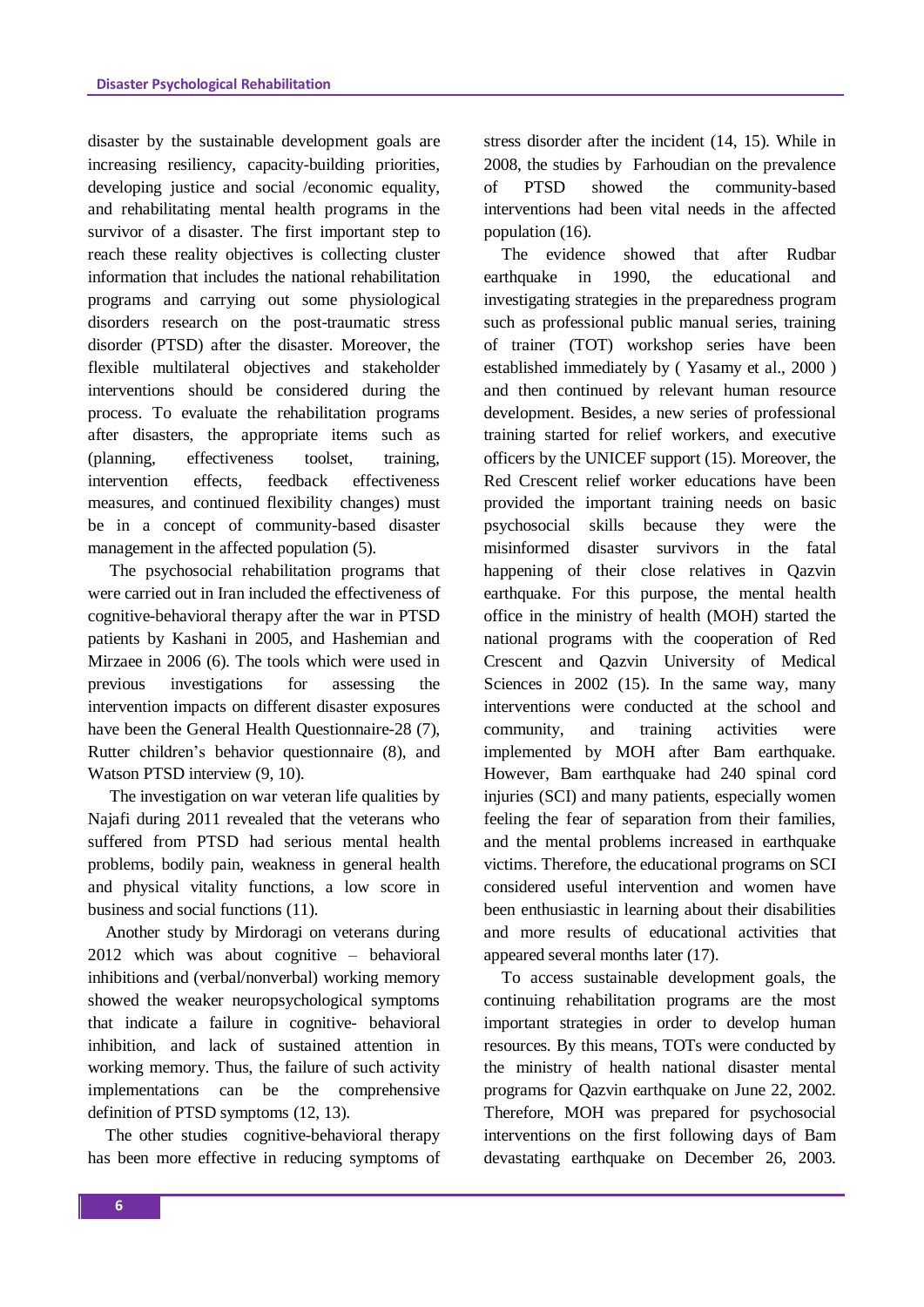disaster by the sustainable development goals are increasing resiliency, capacity-building priorities, developing justice and social /economic equality, and rehabilitating mental health programs in the survivor of a disaster. The first important step to reach these reality objectives is collecting cluster information that includes the national rehabilitation programs and carrying out some physiological disorders research on the post-traumatic stress disorder (PTSD) after the disaster. Moreover, the flexible multilateral objectives and stakeholder interventions should be considered during the process. To evaluate the rehabilitation programs after disasters, the appropriate items such as (planning, effectiveness toolset, training, intervention effects, feedback effectiveness measures, and continued flexibility changes) must be in a concept of community-based disaster management in the affected population (5).

The psychosocial rehabilitation programs that were carried out in Iran included the effectiveness of cognitive-behavioral therapy after the war in PTSD patients by Kashani in 2005, and Hashemian and Mirzaee in 2006 (6). The tools which were used in previous investigations for assessing the intervention impacts on different disaster exposures have been the General Health Questionnaire-28 (7), Rutter children's behavior questionnaire (8), and Watson PTSD interview (9, 10).

The investigation on war veteran life qualities by Najafi during 2011 revealed that the veterans who suffered from PTSD had serious mental health problems, bodily pain, weakness in general health and physical vitality functions, a low score in business and social functions (11).

Another study by Mirdoragi on veterans during 2012 which was about cognitive – behavioral inhibitions and (verbal/nonverbal) working memory showed the weaker neuropsychological symptoms that indicate a failure in cognitive- behavioral inhibition, and lack of sustained attention in working memory. Thus, the failure of such activity implementations can be the comprehensive definition of PTSD symptoms (12, 13).

The other studies cognitive-behavioral therapy has been more effective in reducing symptoms of stress disorder after the incident (14, 15). While in 2008, the studies by Farhoudian on the prevalence of PTSD showed the community-based interventions had been vital needs in the affected population (16).

The evidence showed that after Rudbar earthquake in 1990, the educational and investigating strategies in the preparedness program such as professional public manual series, training of trainer (TOT) workshop series have been established immediately by ( Yasamy et al., 2000 ) and then continued by relevant human resource development. Besides, a new series of professional training started for relief workers, and executive officers by the UNICEF support (15). Moreover, the Red Crescent relief worker educations have been provided the important training needs on basic psychosocial skills because they were the misinformed disaster survivors in the fatal happening of their close relatives in Qazvin earthquake. For this purpose, the mental health office in the ministry of health (MOH) started the national programs with the cooperation of Red Crescent and Qazvin University of Medical Sciences in 2002 (15). In the same way, many interventions were conducted at the school and community, and training activities were implemented by MOH after Bam earthquake. However, Bam earthquake had 240 spinal cord injuries (SCI) and many patients, especially women feeling the fear of separation from their families, and the mental problems increased in earthquake victims. Therefore, the educational programs on SCI considered useful intervention and women have been enthusiastic in learning about their disabilities and more results of educational activities that appeared several months later (17).

To access sustainable development goals, the continuing rehabilitation programs are the most important strategies in order to develop human resources. By this means, TOTs were conducted by the ministry of health national disaster mental programs for Qazvin earthquake on June 22, 2002. Therefore, MOH was prepared for psychosocial interventions on the first following days of Bam devastating earthquake on December 26, 2003.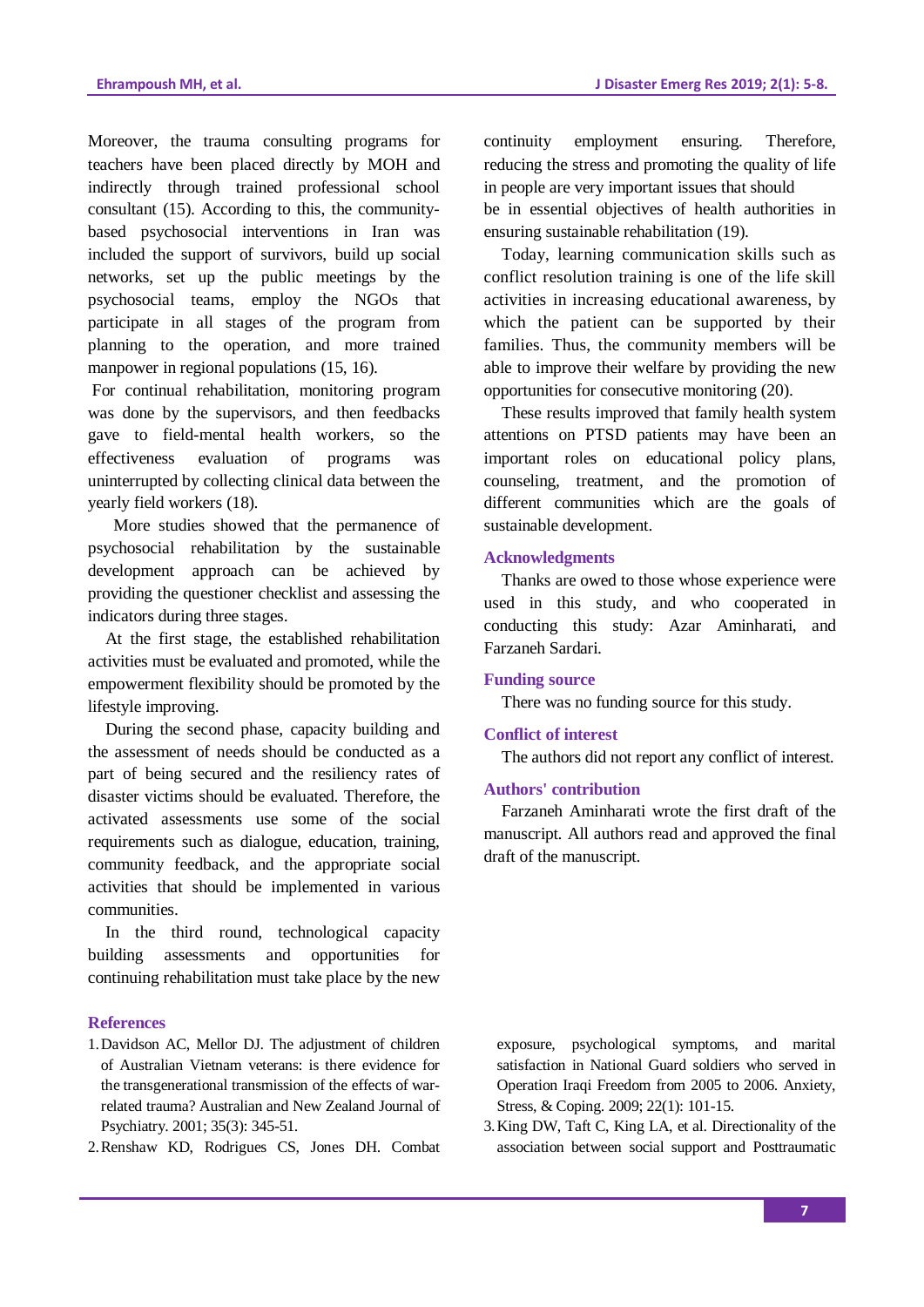Moreover, the trauma consulting programs for teachers have been placed directly by MOH and indirectly through trained professional school consultant (15). According to this, the community-based psychosocial interventions in Iran was included the support of survivors, build up social networks, set up the public meetings by the psychosocial teams, employ the NGOs that participate in all stages of the program from planning to the operation, and more trained manpower in regional populations (15, 16).

For continual rehabilitation, monitoring program was done by the supervisors, and then feedbacks gave to field-mental health workers, so the effectiveness evaluation of programs was uninterrupted by collecting clinical data between the yearly field workers (18).

More studies showed that the permanence of psychosocial rehabilitation by the sustainable development approach can be achieved by providing the questioner checklist and assessing the indicators during three stages.

At the first stage, the established rehabilitation activities must be evaluated and promoted, while the empowerment flexibility should be promoted by the lifestyle improving.

During the second phase, capacity building and the assessment of needs should be conducted as a part of being secured and the resiliency rates of disaster victims should be evaluated. Therefore, the activated assessments use some of the social requirements such as dialogue, education, training, community feedback, and the appropriate social activities that should be implemented in various communities.

In the third round, technological capacity building assessments and opportunities for continuing rehabilitation must take place by the new continuity employment ensuring. Therefore, reducing the stress and promoting the quality of life in people are very important issues that should be in essential objectives of health authorities in ensuring sustainable rehabilitation (19).

Today, learning communication skills such as conflict resolution training is one of the life skill activities in increasing educational awareness, by which the patient can be supported by their families. Thus, the community members will be able to improve their welfare by providing the new opportunities for consecutive monitoring (20).

These results improved that family health system attentions on PTSD patients may have been an important roles on educational policy plans, counseling, treatment, and the promotion of different communities which are the goals of sustainable development.

## Acknowledgments

Thanks are owed to those whose experience were used in this study, and who cooperated in conducting this study: Azar Aminharati, and Farzaneh Sardari.

## Funding source

There was no funding source for this study.

## Conflict of interest

The authors did not report any conflict of interest.

## Authors' contribution

Farzaneh Aminharati wrote the first draft of the manuscript. All authors read and approved the final draft of the manuscript.

## References

1. Davidson AC, Mellor DJ. The adjustment of children of Australian Vietnam veterans: is there evidence for the transgenerational transmission of the effects of war-related trauma? Australian and New Zealand Journal of Psychiatry. 2001; 35(3): 345-51.
2. Renshaw KD, Rodrigues CS, Jones DH. Combat exposure, psychological symptoms, and marital satisfaction in National Guard soldiers who served in Operation Iraqi Freedom from 2005 to 2006. Anxiety, Stress, & Coping. 2009; 22(1): 101-15.
3. King DW, Taft C, King LA, et al. Directionality of the association between social support and Posttraumatic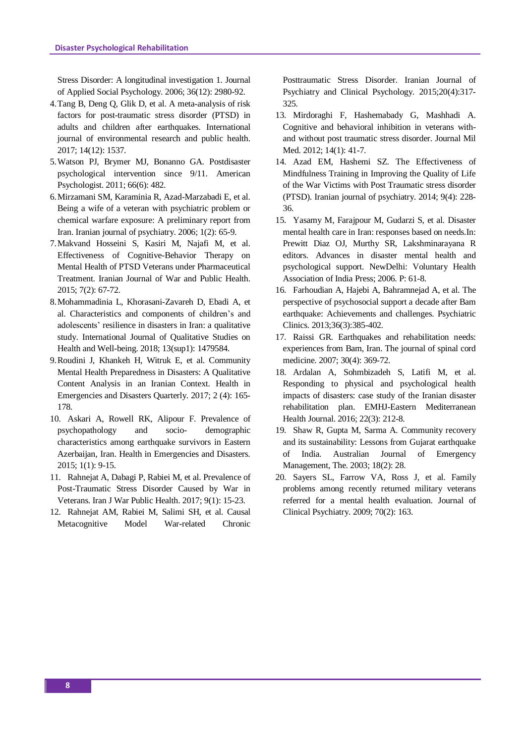Stress Disorder: A longitudinal investigation 1. Journal of Applied Social Psychology. 2006; 36(12): 2980-92.

4. Tang B, Deng Q, Glik D, et al. A meta-analysis of risk factors for post-traumatic stress disorder (PTSD) in adults and children after earthquakes. International journal of environmental research and public health. 2017; 14(12): 1537.
5. Watson PJ, Brymer MJ, Bonanno GA. Postdisaster psychological intervention since 9/11. American Psychologist. 2011; 66(6): 482.
6. Mirzamani SM, Karaminia R, Azad-Marzabadi E, et al. Being a wife of a veteran with psychiatric problem or chemical warfare exposure: A preliminary report from Iran. Iranian journal of psychiatry. 2006; 1(2): 65-9.
7. Makvand Hosseini S, Kasiri M, Najafi M, et al. Effectiveness of Cognitive-Behavior Therapy on Mental Health of PTSD Veterans under Pharmaceutical Treatment. Iranian Journal of War and Public Health. 2015; 7(2): 67-72.
8. Mohammadinia L, Khorasani-Zavareh D, Ebadi A, et al. Characteristics and components of children's and adolescents' resilience in disasters in Iran: a qualitative study. International Journal of Qualitative Studies on Health and Well-being. 2018; 13(sup1): 1479584.
9. Roudini J, Khankeh H, Witruk E, et al. Community Mental Health Preparedness in Disasters: A Qualitative Content Analysis in an Iranian Context. Health in Emergencies and Disasters Quarterly. 2017; 2 (4): 165-178.
10. Askari A, Rowell RK, Alipour F. Prevalence of psychopathology and socio- demographic characteristics among earthquake survivors in Eastern Azerbaijan, Iran. Health in Emergencies and Disasters. 2015; 1(1): 9-15.
11. Rahnejat A, Dabagi P, Rabiei M, et al. Prevalence of Post-Traumatic Stress Disorder Caused by War in Veterans. Iran J War Public Health. 2017; 9(1): 15-23.
12. Rahnejat AM, Rabiei M, Salimi SH, et al. Causal Metacognitive Model War-related Chronic Posttraumatic Stress Disorder. Iranian Journal of Psychiatry and Clinical Psychology. 2015;20(4):317-325.
13. Mirdoraghi F, Hashemabady G, Mashhadi A. Cognitive and behavioral inhibition in veterans with- and without post traumatic stress disorder. Journal Mil Med. 2012; 14(1): 41-7.
14. Azad EM, Hashemi SZ. The Effectiveness of Mindfulness Training in Improving the Quality of Life of the War Victims with Post Traumatic stress disorder (PTSD). Iranian journal of psychiatry. 2014; 9(4): 228-36.
15. Yasamy M, Farajpour M, Gudarzi S, et al. Disaster mental health care in Iran: responses based on needs.In: Prewitt Diaz OJ, Murthy SR, Lakshminarayana R editors. Advances in disaster mental health and psychological support. NewDelhi: Voluntary Health Association of India Press; 2006. P: 61-8.
16. Farhoudian A, Hajebi A, Bahramnejad A, et al. The perspective of psychosocial support a decade after Bam earthquake: Achievements and challenges. Psychiatric Clinics. 2013;36(3):385-402.
17. Raissi GR. Earthquakes and rehabilitation needs: experiences from Bam, Iran. The journal of spinal cord medicine. 2007; 30(4): 369-72.
18. Ardalan A, Sohmbizadeh S, Latifi M, et al. Responding to physical and psychological health impacts of disasters: case study of the Iranian disaster rehabilitation plan. EMHJ-Eastern Mediterranean Health Journal. 2016; 22(3): 212-8.
19. Shaw R, Gupta M, Sarma A. Community recovery and its sustainability: Lessons from Gujarat earthquake of India. Australian Journal of Emergency Management, The. 2003; 18(2): 28.
20. Sayers SL, Farrow VA, Ross J, et al. Family problems among recently returned military veterans referred for a mental health evaluation. Journal of Clinical Psychiatry. 2009; 70(2): 163.